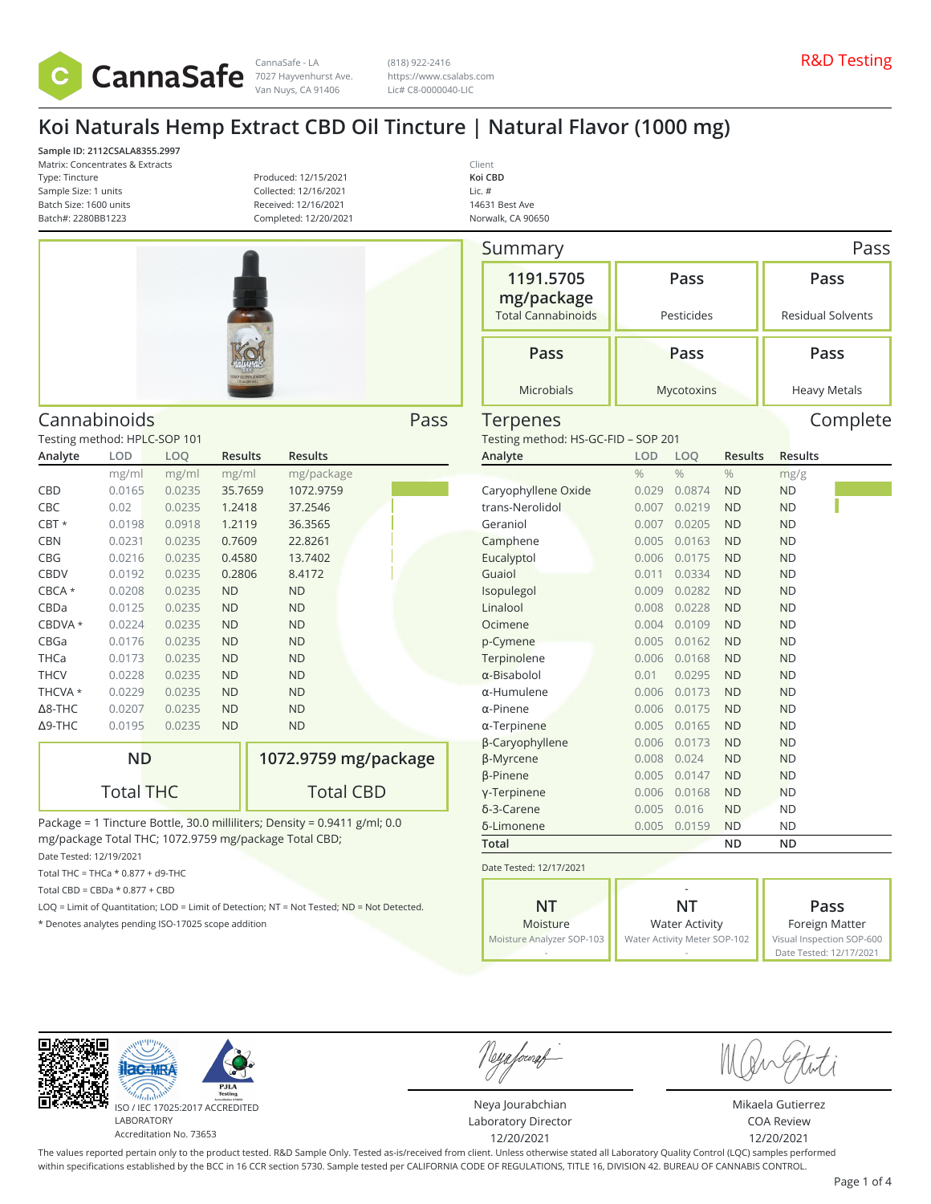CannaSafe

CannaSafe - LA
7027 Hayvenhurst Ave.
Van Nuys, CA 91406

(818) 922-2416
https://www.csalabs.com
Lic# C8-0000040-LIC

R&D Testing

# Koi Naturals Hemp Extract CBD Oil Tincture | Natural Flavor (1000 mg)

**Sample ID: 2112CSALA8355.2997**
Matrix: Concentrates & Extracts
Type: Tincture
Sample Size: 1 units
Batch Size: 1600 units
Batch#: 2280BB1223

Produced: 12/15/2021
Collected: 12/16/2021
Received: 12/16/2021
Completed: 12/20/2021

Client
**Koi CBD**
Lic. #
14631 Best Ave
Norwalk, CA 90650

## Summary — Pass

| 1191.5705 mg/package | Pass | Pass |
|---|---|---|
| Total Cannabinoids | Pesticides | Residual Solvents |
| **Pass** | **Pass** | **Pass** |
| Microbials | Mycotoxins | Heavy Metals |

## Cannabinoids — Pass

Testing method: HPLC-SOP 101

| Analyte | LOD | LOQ | Results | Results |
|---|---|---|---|---|
| | mg/ml | mg/ml | mg/ml | mg/package |
| CBD | 0.0165 | 0.0235 | 35.7659 | 1072.9759 |
| CBC | 0.02 | 0.0235 | 1.2418 | 37.2546 |
| CBT * | 0.0198 | 0.0918 | 1.2119 | 36.3565 |
| CBN | 0.0231 | 0.0235 | 0.7609 | 22.8261 |
| CBG | 0.0216 | 0.0235 | 0.4580 | 13.7402 |
| CBDV | 0.0192 | 0.0235 | 0.2806 | 8.4172 |
| CBCA * | 0.0208 | 0.0235 | ND | ND |
| CBDa | 0.0125 | 0.0235 | ND | ND |
| CBDVA * | 0.0224 | 0.0235 | ND | ND |
| CBGa | 0.0176 | 0.0235 | ND | ND |
| THCa | 0.0173 | 0.0235 | ND | ND |
| THCV | 0.0228 | 0.0235 | ND | ND |
| THCVA * | 0.0229 | 0.0235 | ND | ND |
| Δ8-THC | 0.0207 | 0.0235 | ND | ND |
| Δ9-THC | 0.0195 | 0.0235 | ND | ND |

| ND | 1072.9759 mg/package |
|---|---|
| Total THC | Total CBD |

Package = 1 Tincture Bottle, 30.0 milliliters; Density = 0.9411 g/ml; 0.0 mg/package Total THC; 1072.9759 mg/package Total CBD;

Date Tested: 12/19/2021

Total THC = THCa * 0.877 + d9-THC

Total CBD = CBDa * 0.877 + CBD

LOQ = Limit of Quantitation; LOD = Limit of Detection; NT = Not Tested; ND = Not Detected.

* Denotes analytes pending ISO-17025 scope addition

## Terpenes — Complete

Testing method: HS-GC-FID – SOP 201

| Analyte | LOD | LOQ | Results | Results |
|---|---|---|---|---|
| | % | % | % | mg/g |
| Caryophyllene Oxide | 0.029 | 0.0874 | ND | ND |
| trans-Nerolidol | 0.007 | 0.0219 | ND | ND |
| Geraniol | 0.007 | 0.0205 | ND | ND |
| Camphene | 0.005 | 0.0163 | ND | ND |
| Eucalyptol | 0.006 | 0.0175 | ND | ND |
| Guaiol | 0.011 | 0.0334 | ND | ND |
| Isopulegol | 0.009 | 0.0282 | ND | ND |
| Linalool | 0.008 | 0.0228 | ND | ND |
| Ocimene | 0.004 | 0.0109 | ND | ND |
| p-Cymene | 0.005 | 0.0162 | ND | ND |
| Terpinolene | 0.006 | 0.0168 | ND | ND |
| α-Bisabolol | 0.01 | 0.0295 | ND | ND |
| α-Humulene | 0.006 | 0.0173 | ND | ND |
| α-Pinene | 0.006 | 0.0175 | ND | ND |
| α-Terpinene | 0.005 | 0.0165 | ND | ND |
| β-Caryophyllene | 0.006 | 0.0173 | ND | ND |
| β-Myrcene | 0.008 | 0.024 | ND | ND |
| β-Pinene | 0.005 | 0.0147 | ND | ND |
| γ-Terpinene | 0.006 | 0.0168 | ND | ND |
| δ-3-Carene | 0.005 | 0.016 | ND | ND |
| δ-Limonene | 0.005 | 0.0159 | ND | ND |
| **Total** | | | **ND** | **ND** |

Date Tested: 12/17/2021

| NT | NT | Pass |
|---|---|---|
| Moisture | Water Activity | Foreign Matter |
| Moisture Analyzer SOP-103 | Water Activity Meter SOP-102 | Visual Inspection SOP-600 |
| - | - | Date Tested: 12/17/2021 |

ISO / IEC 17025:2017 ACCREDITED LABORATORY
Accreditation No. 73653

Neya Jourabchian
Laboratory Director
12/20/2021

Mikaela Gutierrez
COA Review
12/20/2021

The values reported pertain only to the product tested. R&D Sample Only. Tested as-is/received from client. Unless otherwise stated all Laboratory Quality Control (LQC) samples performed within specifications established by the BCC in 16 CCR section 5730. Sample tested per CALIFORNIA CODE OF REGULATIONS, TITLE 16, DIVISION 42. BUREAU OF CANNABIS CONTROL.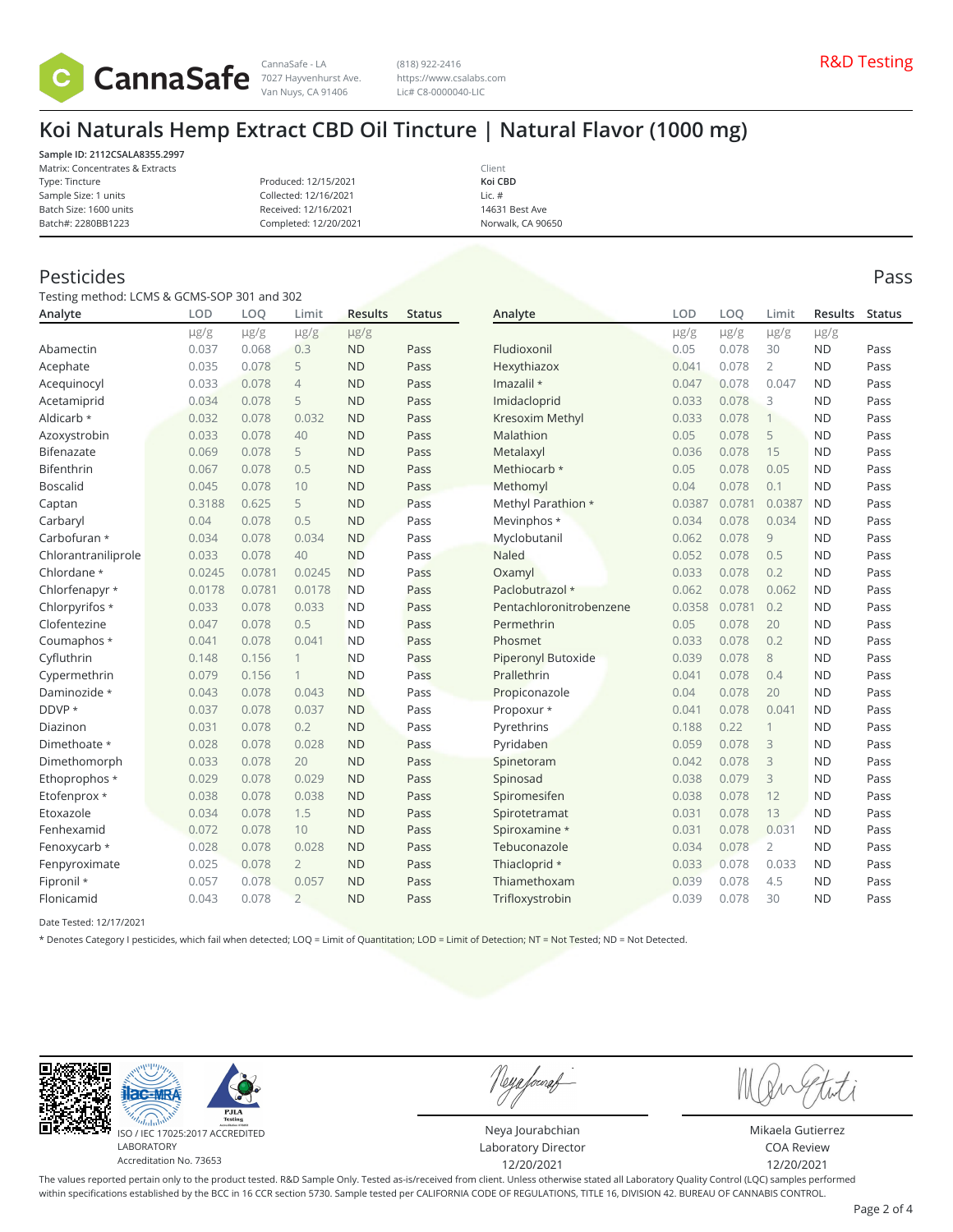CannaSafe

CannaSafe - LA
7027 Hayvenhurst Ave.
Van Nuys, CA 91406

(818) 922-2416
https://www.csalabs.com
Lic# C8-0000040-LIC

R&D Testing

# Koi Naturals Hemp Extract CBD Oil Tincture | Natural Flavor (1000 mg)

**Sample ID: 2112CSALA8355.2997**
Matrix: Concentrates & Extracts
Type: Tincture
Sample Size: 1 units
Batch Size: 1600 units
Batch#: 2280BB1223

Produced: 12/15/2021
Collected: 12/16/2021
Received: 12/16/2021
Completed: 12/20/2021

Client
**Koi CBD**
Lic. #
14631 Best Ave
Norwalk, CA 90650

## Pesticides

Pass

Testing method: LCMS & GCMS-SOP 301 and 302

| Analyte | LOD | LOQ | Limit | Results | Status |
|---|---|---|---|---|---|
| | µg/g | µg/g | µg/g | µg/g | |
| Abamectin | 0.037 | 0.068 | 0.3 | ND | Pass |
| Acephate | 0.035 | 0.078 | 5 | ND | Pass |
| Acequinocyl | 0.033 | 0.078 | 4 | ND | Pass |
| Acetamiprid | 0.034 | 0.078 | 5 | ND | Pass |
| Aldicarb * | 0.032 | 0.078 | 0.032 | ND | Pass |
| Azoxystrobin | 0.033 | 0.078 | 40 | ND | Pass |
| Bifenazate | 0.069 | 0.078 | 5 | ND | Pass |
| Bifenthrin | 0.067 | 0.078 | 0.5 | ND | Pass |
| Boscalid | 0.045 | 0.078 | 10 | ND | Pass |
| Captan | 0.3188 | 0.625 | 5 | ND | Pass |
| Carbaryl | 0.04 | 0.078 | 0.5 | ND | Pass |
| Carbofuran * | 0.034 | 0.078 | 0.034 | ND | Pass |
| Chlorantraniliprole | 0.033 | 0.078 | 40 | ND | Pass |
| Chlordane * | 0.0245 | 0.0781 | 0.0245 | ND | Pass |
| Chlorfenapyr * | 0.0178 | 0.0781 | 0.0178 | ND | Pass |
| Chlorpyrifos * | 0.033 | 0.078 | 0.033 | ND | Pass |
| Clofentezine | 0.047 | 0.078 | 0.5 | ND | Pass |
| Coumaphos * | 0.041 | 0.078 | 0.041 | ND | Pass |
| Cyfluthrin | 0.148 | 0.156 | 1 | ND | Pass |
| Cypermethrin | 0.079 | 0.156 | 1 | ND | Pass |
| Daminozide * | 0.043 | 0.078 | 0.043 | ND | Pass |
| DDVP * | 0.037 | 0.078 | 0.037 | ND | Pass |
| Diazinon | 0.031 | 0.078 | 0.2 | ND | Pass |
| Dimethoate * | 0.028 | 0.078 | 0.028 | ND | Pass |
| Dimethomorph | 0.033 | 0.078 | 20 | ND | Pass |
| Ethoprophos * | 0.029 | 0.078 | 0.029 | ND | Pass |
| Etofenprox * | 0.038 | 0.078 | 0.038 | ND | Pass |
| Etoxazole | 0.034 | 0.078 | 1.5 | ND | Pass |
| Fenhexamid | 0.072 | 0.078 | 10 | ND | Pass |
| Fenoxycarb * | 0.028 | 0.078 | 0.028 | ND | Pass |
| Fenpyroximate | 0.025 | 0.078 | 2 | ND | Pass |
| Fipronil * | 0.057 | 0.078 | 0.057 | ND | Pass |
| Flonicamid | 0.043 | 0.078 | 2 | ND | Pass |
| Fludioxonil | 0.05 | 0.078 | 30 | ND | Pass |
| Hexythiazox | 0.041 | 0.078 | 2 | ND | Pass |
| Imazalil * | 0.047 | 0.078 | 0.047 | ND | Pass |
| Imidacloprid | 0.033 | 0.078 | 3 | ND | Pass |
| Kresoxim Methyl | 0.033 | 0.078 | 1 | ND | Pass |
| Malathion | 0.05 | 0.078 | 5 | ND | Pass |
| Metalaxyl | 0.036 | 0.078 | 15 | ND | Pass |
| Methiocarb * | 0.05 | 0.078 | 0.05 | ND | Pass |
| Methomyl | 0.04 | 0.078 | 0.1 | ND | Pass |
| Methyl Parathion * | 0.0387 | 0.0781 | 0.0387 | ND | Pass |
| Mevinphos * | 0.034 | 0.078 | 0.034 | ND | Pass |
| Myclobutanil | 0.062 | 0.078 | 9 | ND | Pass |
| Naled | 0.052 | 0.078 | 0.5 | ND | Pass |
| Oxamyl | 0.033 | 0.078 | 0.2 | ND | Pass |
| Paclobutrazol * | 0.062 | 0.078 | 0.062 | ND | Pass |
| Pentachloronitrobenzene | 0.0358 | 0.0781 | 0.2 | ND | Pass |
| Permethrin | 0.05 | 0.078 | 20 | ND | Pass |
| Phosmet | 0.033 | 0.078 | 0.2 | ND | Pass |
| Piperonyl Butoxide | 0.039 | 0.078 | 8 | ND | Pass |
| Prallethrin | 0.041 | 0.078 | 0.4 | ND | Pass |
| Propiconazole | 0.04 | 0.078 | 20 | ND | Pass |
| Propoxur * | 0.041 | 0.078 | 0.041 | ND | Pass |
| Pyrethrins | 0.188 | 0.22 | 1 | ND | Pass |
| Pyridaben | 0.059 | 0.078 | 3 | ND | Pass |
| Spinetoram | 0.042 | 0.078 | 3 | ND | Pass |
| Spinosad | 0.038 | 0.079 | 3 | ND | Pass |
| Spiromesifen | 0.038 | 0.078 | 12 | ND | Pass |
| Spirotetramat | 0.031 | 0.078 | 13 | ND | Pass |
| Spiroxamine * | 0.031 | 0.078 | 0.031 | ND | Pass |
| Tebuconazole | 0.034 | 0.078 | 2 | ND | Pass |
| Thiacloprid * | 0.033 | 0.078 | 0.033 | ND | Pass |
| Thiamethoxam | 0.039 | 0.078 | 4.5 | ND | Pass |
| Trifloxystrobin | 0.039 | 0.078 | 30 | ND | Pass |

Date Tested: 12/17/2021

* Denotes Category I pesticides, which fail when detected; LOQ = Limit of Quantitation; LOD = Limit of Detection; NT = Not Tested; ND = Not Detected.

ISO / IEC 17025:2017 ACCREDITED LABORATORY
Accreditation No. 73653

Neya Jourabchian
Laboratory Director
12/20/2021

Mikaela Gutierrez
COA Review
12/20/2021

The values reported pertain only to the product tested. R&D Sample Only. Tested as-is/received from client. Unless otherwise stated all Laboratory Quality Control (LQC) samples performed within specifications established by the BCC in 16 CCR section 5730. Sample tested per CALIFORNIA CODE OF REGULATIONS, TITLE 16, DIVISION 42. BUREAU OF CANNABIS CONTROL.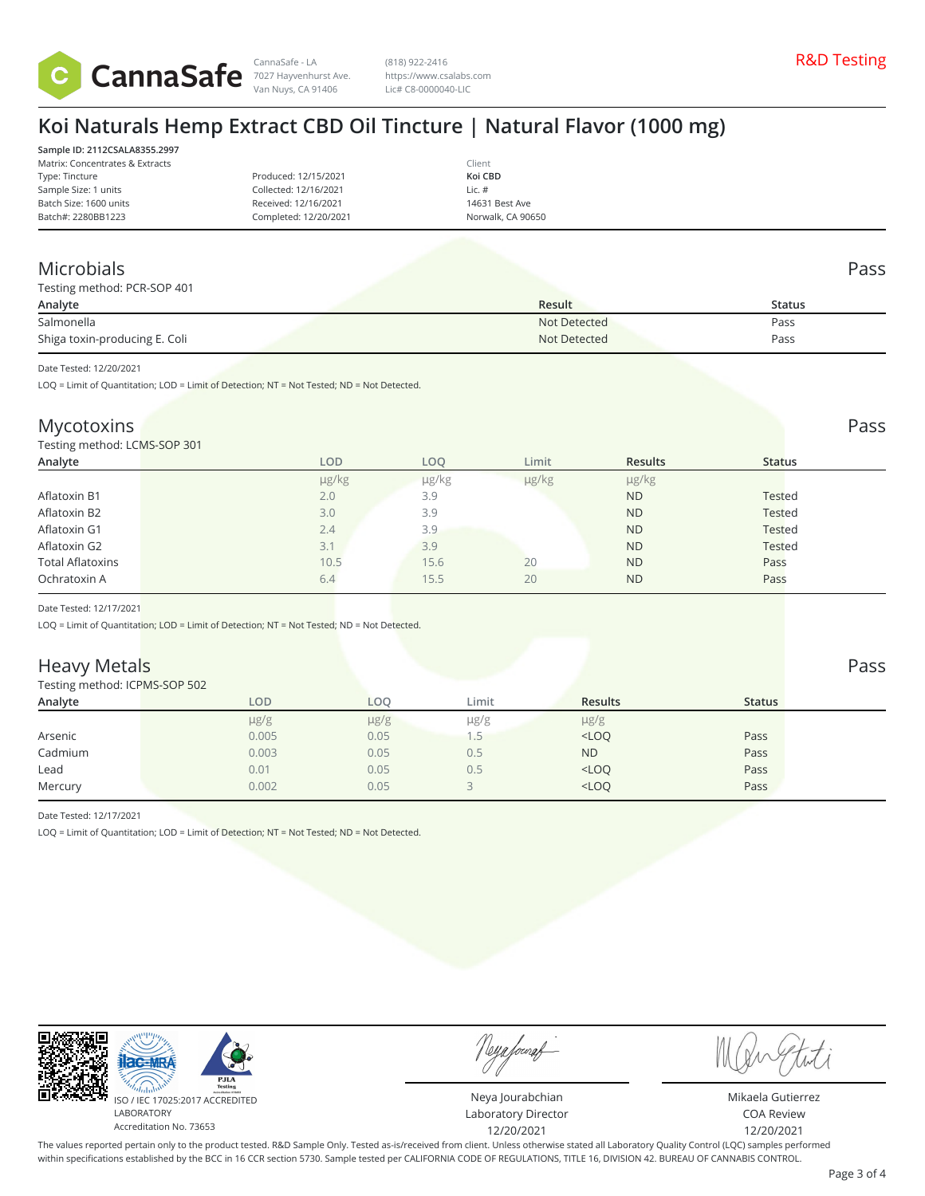CannaSafe - LA
7027 Hayvenhurst Ave.
Van Nuys, CA 91406

(818) 922-2416
https://www.csalabs.com
Lic# C8-0000040-LIC

R&D Testing

# Koi Naturals Hemp Extract CBD Oil Tincture | Natural Flavor (1000 mg)

**Sample ID: 2112CSALA8355.2997**
Matrix: Concentrates & Extracts
Type: Tincture
Sample Size: 1 units
Batch Size: 1600 units
Batch#: 2280BB1223

Produced: 12/15/2021
Collected: 12/16/2021
Received: 12/16/2021
Completed: 12/20/2021

Client
**Koi CBD**
Lic. #
14631 Best Ave
Norwalk, CA 90650

## Microbials — Pass

Testing method: PCR-SOP 401

| Analyte | Result | Status |
|---|---|---|
| Salmonella | Not Detected | Pass |
| Shiga toxin-producing E. Coli | Not Detected | Pass |

Date Tested: 12/20/2021

LOQ = Limit of Quantitation; LOD = Limit of Detection; NT = Not Tested; ND = Not Detected.

## Mycotoxins — Pass

Testing method: LCMS-SOP 301

| Analyte | LOD | LOQ | Limit | Results | Status |
|---|---|---|---|---|---|
| | μg/kg | μg/kg | μg/kg | μg/kg | |
| Aflatoxin B1 | 2.0 | 3.9 | | ND | Tested |
| Aflatoxin B2 | 3.0 | 3.9 | | ND | Tested |
| Aflatoxin G1 | 2.4 | 3.9 | | ND | Tested |
| Aflatoxin G2 | 3.1 | 3.9 | | ND | Tested |
| Total Aflatoxins | 10.5 | 15.6 | 20 | ND | Pass |
| Ochratoxin A | 6.4 | 15.5 | 20 | ND | Pass |

Date Tested: 12/17/2021

LOQ = Limit of Quantitation; LOD = Limit of Detection; NT = Not Tested; ND = Not Detected.

## Heavy Metals — Pass

Testing method: ICPMS-SOP 502

| Analyte | LOD | LOQ | Limit | Results | Status |
|---|---|---|---|---|---|
| | μg/g | μg/g | μg/g | μg/g | |
| Arsenic | 0.005 | 0.05 | 1.5 | <LOQ | Pass |
| Cadmium | 0.003 | 0.05 | 0.5 | ND | Pass |
| Lead | 0.01 | 0.05 | 0.5 | <LOQ | Pass |
| Mercury | 0.002 | 0.05 | 3 | <LOQ | Pass |

Date Tested: 12/17/2021

LOQ = Limit of Quantitation; LOD = Limit of Detection; NT = Not Tested; ND = Not Detected.

ISO / IEC 17025:2017 ACCREDITED LABORATORY
Accreditation No. 73653

Neya Jourabchian
Laboratory Director
12/20/2021

Mikaela Gutierrez
COA Review
12/20/2021

The values reported pertain only to the product tested. R&D Sample Only. Tested as-is/received from client. Unless otherwise stated all Laboratory Quality Control (LQC) samples performed within specifications established by the BCC in 16 CCR section 5730. Sample tested per CALIFORNIA CODE OF REGULATIONS, TITLE 16, DIVISION 42. BUREAU OF CANNABIS CONTROL.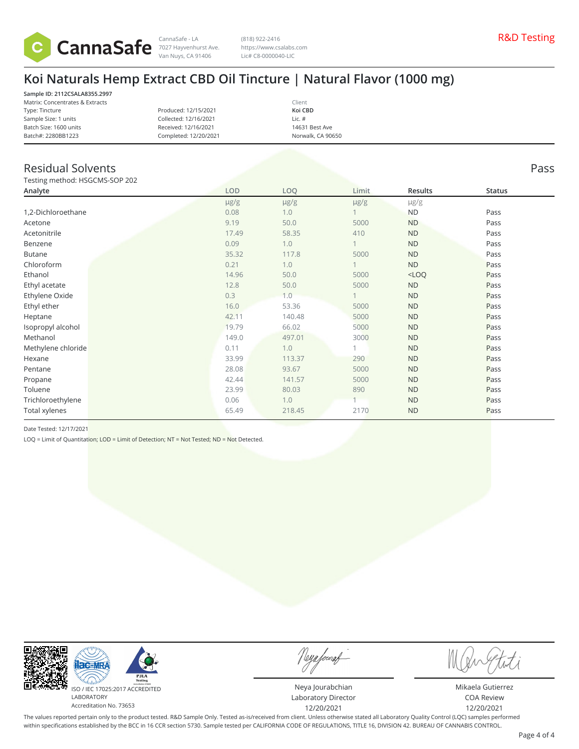CannaSafe

CannaSafe - LA
7027 Hayvenhurst Ave.
Van Nuys, CA 91406

(818) 922-2416
https://www.csalabs.com
Lic# C8-0000040-LIC

R&D Testing

# Koi Naturals Hemp Extract CBD Oil Tincture | Natural Flavor (1000 mg)

**Sample ID: 2112CSALA8355.2997**
Matrix: Concentrates & Extracts
Type: Tincture
Sample Size: 1 units
Batch Size: 1600 units
Batch#: 2280BB1223

Produced: 12/15/2021
Collected: 12/16/2021
Received: 12/16/2021
Completed: 12/20/2021

Client
**Koi CBD**
Lic. #
14631 Best Ave
Norwalk, CA 90650

## Residual Solvents

Pass

Testing method: HSGCMS-SOP 202

| Analyte | LOD | LOQ | Limit | Results | Status |
|---|---|---|---|---|---|
| | µg/g | µg/g | µg/g | µg/g | |
| 1,2-Dichloroethane | 0.08 | 1.0 | 1 | ND | Pass |
| Acetone | 9.19 | 50.0 | 5000 | ND | Pass |
| Acetonitrile | 17.49 | 58.35 | 410 | ND | Pass |
| Benzene | 0.09 | 1.0 | 1 | ND | Pass |
| Butane | 35.32 | 117.8 | 5000 | ND | Pass |
| Chloroform | 0.21 | 1.0 | 1 | ND | Pass |
| Ethanol | 14.96 | 50.0 | 5000 | <LOQ | Pass |
| Ethyl acetate | 12.8 | 50.0 | 5000 | ND | Pass |
| Ethylene Oxide | 0.3 | 1.0 | 1 | ND | Pass |
| Ethyl ether | 16.0 | 53.36 | 5000 | ND | Pass |
| Heptane | 42.11 | 140.48 | 5000 | ND | Pass |
| Isopropyl alcohol | 19.79 | 66.02 | 5000 | ND | Pass |
| Methanol | 149.0 | 497.01 | 3000 | ND | Pass |
| Methylene chloride | 0.11 | 1.0 | 1 | ND | Pass |
| Hexane | 33.99 | 113.37 | 290 | ND | Pass |
| Pentane | 28.08 | 93.67 | 5000 | ND | Pass |
| Propane | 42.44 | 141.57 | 5000 | ND | Pass |
| Toluene | 23.99 | 80.03 | 890 | ND | Pass |
| Trichloroethylene | 0.06 | 1.0 | 1 | ND | Pass |
| Total xylenes | 65.49 | 218.45 | 2170 | ND | Pass |

Date Tested: 12/17/2021

LOQ = Limit of Quantitation; LOD = Limit of Detection; NT = Not Tested; ND = Not Detected.

ISO / IEC 17025:2017 ACCREDITED
LABORATORY
Accreditation No. 73653

Neya Jourabchian
Laboratory Director
12/20/2021

Mikaela Gutierrez
COA Review
12/20/2021

The values reported pertain only to the product tested. R&D Sample Only. Tested as-is/received from client. Unless otherwise stated all Laboratory Quality Control (LQC) samples performed within specifications established by the BCC in 16 CCR section 5730. Sample tested per CALIFORNIA CODE OF REGULATIONS, TITLE 16, DIVISION 42. BUREAU OF CANNABIS CONTROL.